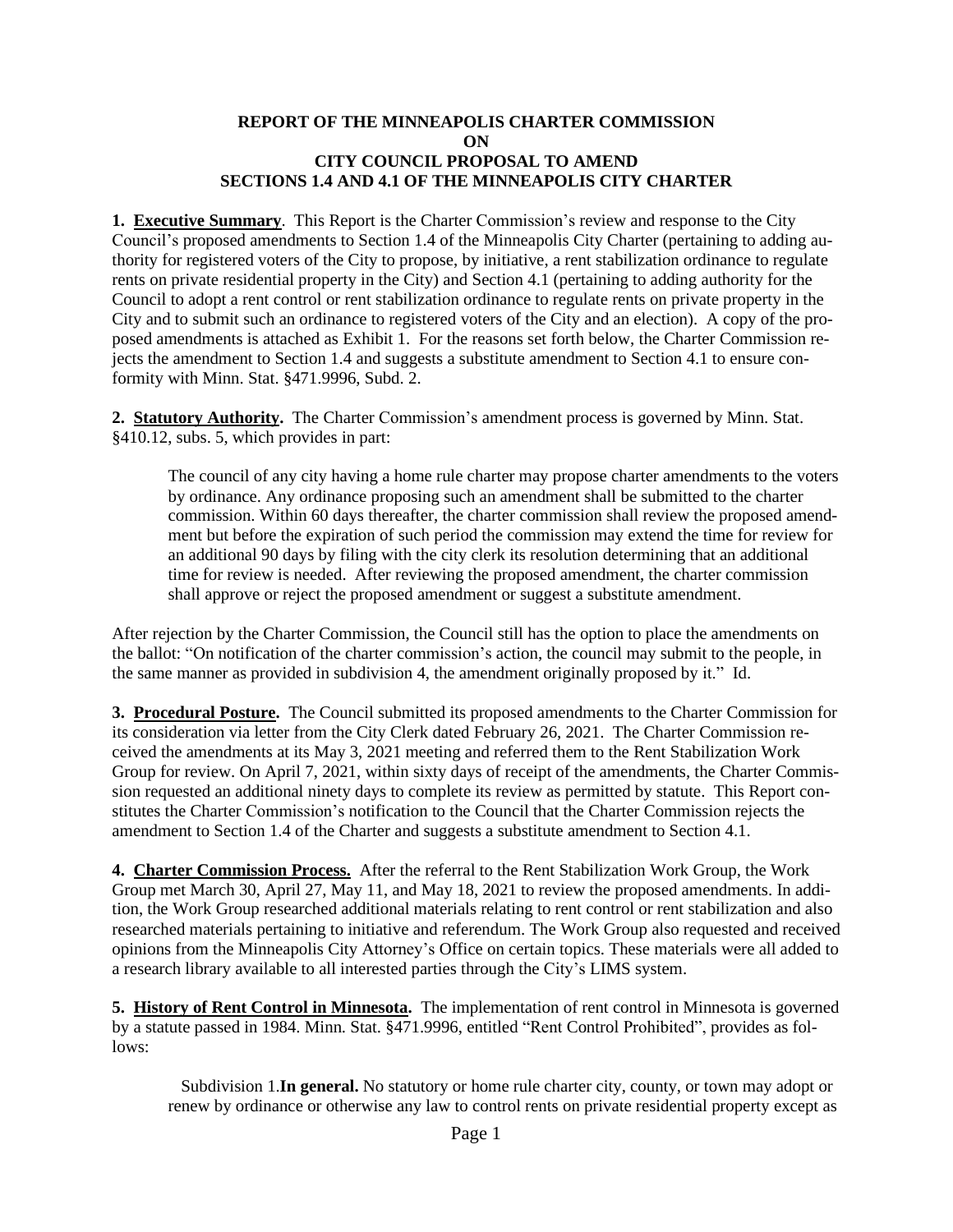# REPORT OF THE MINNEAPOLIS CHARTER COMMISSION ON CITY COUNCIL PROPOSAL TO AMEND SECTIONS 1.4 AND 4.1 OF THE MINNEAPOLIS CITY CHARTER

**1. Executive Summary**. This Report is the Charter Commission's review and response to the City Council's proposed amendments to Section 1.4 of the Minneapolis City Charter (pertaining to adding authority for registered voters of the City to propose, by initiative, a rent stabilization ordinance to regulate rents on private residential property in the City) and Section 4.1 (pertaining to adding authority for the Council to adopt a rent control or rent stabilization ordinance to regulate rents on private property in the City and to submit such an ordinance to registered voters of the City and an election). A copy of the proposed amendments is attached as Exhibit 1. For the reasons set forth below, the Charter Commission rejects the amendment to Section 1.4 and suggests a substitute amendment to Section 4.1 to ensure conformity with Minn. Stat. §471.9996, Subd. 2.

**2. Statutory Authority.** The Charter Commission's amendment process is governed by Minn. Stat. §410.12, subs. 5, which provides in part:

> The council of any city having a home rule charter may propose charter amendments to the voters by ordinance. Any ordinance proposing such an amendment shall be submitted to the charter commission. Within 60 days thereafter, the charter commission shall review the proposed amendment but before the expiration of such period the commission may extend the time for review for an additional 90 days by filing with the city clerk its resolution determining that an additional time for review is needed. After reviewing the proposed amendment, the charter commission shall approve or reject the proposed amendment or suggest a substitute amendment.

After rejection by the Charter Commission, the Council still has the option to place the amendments on the ballot: "On notification of the charter commission's action, the council may submit to the people, in the same manner as provided in subdivision 4, the amendment originally proposed by it." Id.

**3. Procedural Posture.** The Council submitted its proposed amendments to the Charter Commission for its consideration via letter from the City Clerk dated February 26, 2021. The Charter Commission received the amendments at its May 3, 2021 meeting and referred them to the Rent Stabilization Work Group for review. On April 7, 2021, within sixty days of receipt of the amendments, the Charter Commission requested an additional ninety days to complete its review as permitted by statute. This Report constitutes the Charter Commission's notification to the Council that the Charter Commission rejects the amendment to Section 1.4 of the Charter and suggests a substitute amendment to Section 4.1.

**4. Charter Commission Process.** After the referral to the Rent Stabilization Work Group, the Work Group met March 30, April 27, May 11, and May 18, 2021 to review the proposed amendments. In addition, the Work Group researched additional materials relating to rent control or rent stabilization and also researched materials pertaining to initiative and referendum. The Work Group also requested and received opinions from the Minneapolis City Attorney's Office on certain topics. These materials were all added to a research library available to all interested parties through the City's LIMS system.

**5. History of Rent Control in Minnesota.** The implementation of rent control in Minnesota is governed by a statute passed in 1984. Minn. Stat. §471.9996, entitled "Rent Control Prohibited", provides as follows:

> Subdivision 1. **In general.** No statutory or home rule charter city, county, or town may adopt or renew by ordinance or otherwise any law to control rents on private residential property except as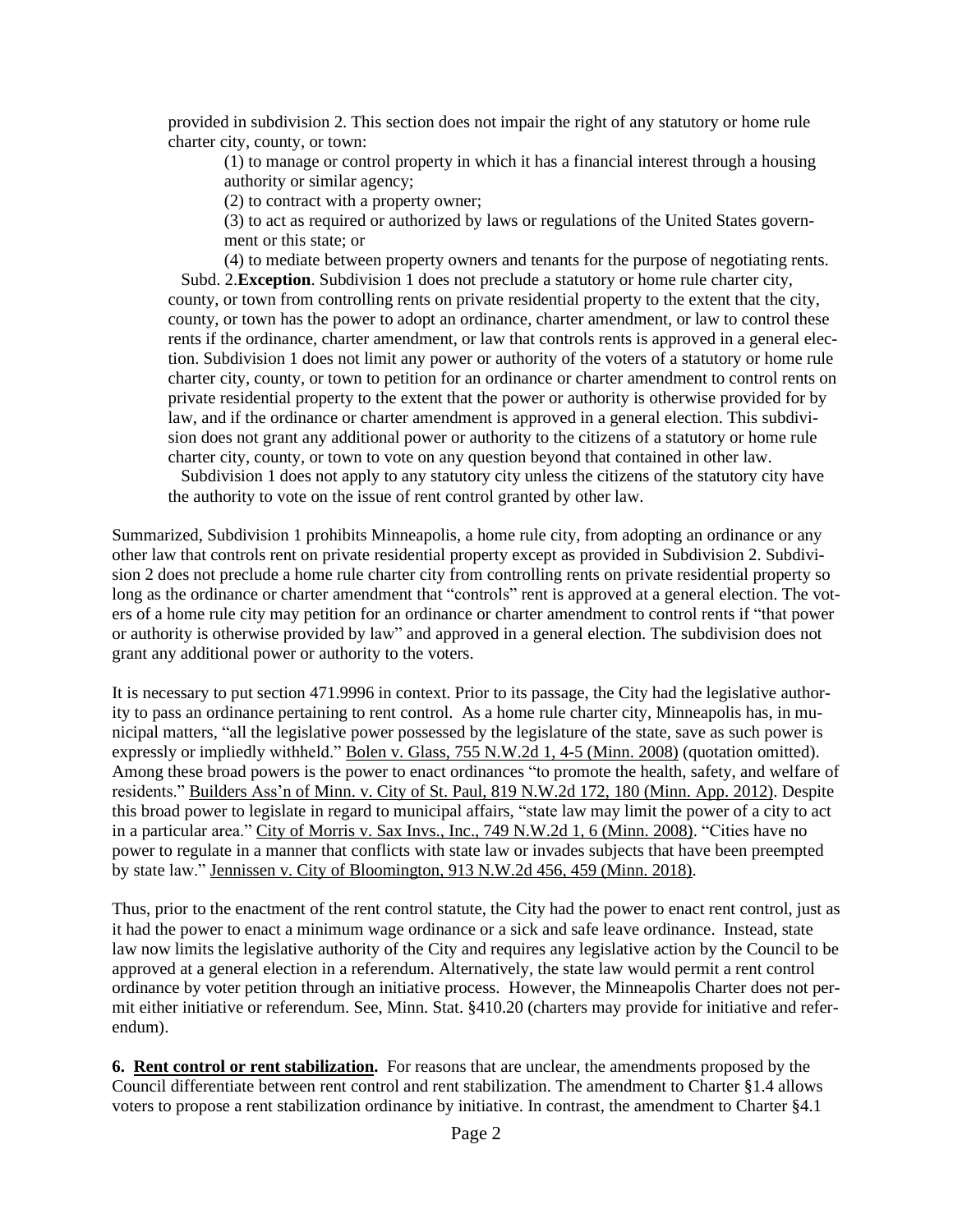provided in subdivision 2. This section does not impair the right of any statutory or home rule charter city, county, or town:

(1) to manage or control property in which it has a financial interest through a housing authority or similar agency;

(2) to contract with a property owner;

(3) to act as required or authorized by laws or regulations of the United States government or this state; or

(4) to mediate between property owners and tenants for the purpose of negotiating rents.

Subd. 2.**Exception**. Subdivision 1 does not preclude a statutory or home rule charter city, county, or town from controlling rents on private residential property to the extent that the city, county, or town has the power to adopt an ordinance, charter amendment, or law to control these rents if the ordinance, charter amendment, or law that controls rents is approved in a general election. Subdivision 1 does not limit any power or authority of the voters of a statutory or home rule charter city, county, or town to petition for an ordinance or charter amendment to control rents on private residential property to the extent that the power or authority is otherwise provided for by law, and if the ordinance or charter amendment is approved in a general election. This subdivision does not grant any additional power or authority to the citizens of a statutory or home rule charter city, county, or town to vote on any question beyond that contained in other law.

Subdivision 1 does not apply to any statutory city unless the citizens of the statutory city have the authority to vote on the issue of rent control granted by other law.

Summarized, Subdivision 1 prohibits Minneapolis, a home rule city, from adopting an ordinance or any other law that controls rent on private residential property except as provided in Subdivision 2. Subdivision 2 does not preclude a home rule charter city from controlling rents on private residential property so long as the ordinance or charter amendment that "controls" rent is approved at a general election. The voters of a home rule city may petition for an ordinance or charter amendment to control rents if "that power or authority is otherwise provided by law" and approved in a general election. The subdivision does not grant any additional power or authority to the voters.

It is necessary to put section 471.9996 in context. Prior to its passage, the City had the legislative authority to pass an ordinance pertaining to rent control. As a home rule charter city, Minneapolis has, in municipal matters, "all the legislative power possessed by the legislature of the state, save as such power is expressly or impliedly withheld." Bolen v. Glass, 755 N.W.2d 1, 4-5 (Minn. 2008) (quotation omitted). Among these broad powers is the power to enact ordinances "to promote the health, safety, and welfare of residents." Builders Ass'n of Minn. v. City of St. Paul, 819 N.W.2d 172, 180 (Minn. App. 2012). Despite this broad power to legislate in regard to municipal affairs, "state law may limit the power of a city to act in a particular area." City of Morris v. Sax Invs., Inc., 749 N.W.2d 1, 6 (Minn. 2008). "Cities have no power to regulate in a manner that conflicts with state law or invades subjects that have been preempted by state law." Jennissen v. City of Bloomington, 913 N.W.2d 456, 459 (Minn. 2018).

Thus, prior to the enactment of the rent control statute, the City had the power to enact rent control, just as it had the power to enact a minimum wage ordinance or a sick and safe leave ordinance. Instead, state law now limits the legislative authority of the City and requires any legislative action by the Council to be approved at a general election in a referendum. Alternatively, the state law would permit a rent control ordinance by voter petition through an initiative process. However, the Minneapolis Charter does not permit either initiative or referendum. See, Minn. Stat. §410.20 (charters may provide for initiative and referendum).

**6. Rent control or rent stabilization.** For reasons that are unclear, the amendments proposed by the Council differentiate between rent control and rent stabilization. The amendment to Charter §1.4 allows voters to propose a rent stabilization ordinance by initiative. In contrast, the amendment to Charter §4.1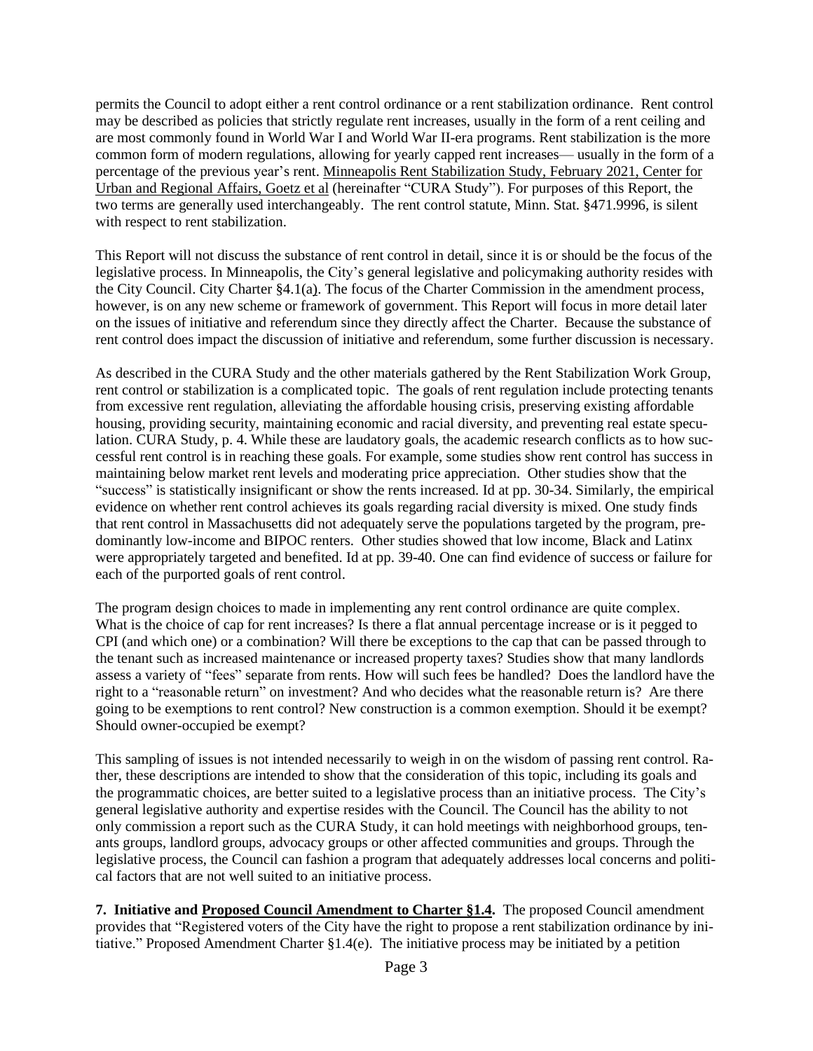permits the Council to adopt either a rent control ordinance or a rent stabilization ordinance. Rent control may be described as policies that strictly regulate rent increases, usually in the form of a rent ceiling and are most commonly found in World War I and World War II-era programs. Rent stabilization is the more common form of modern regulations, allowing for yearly capped rent increases— usually in the form of a percentage of the previous year's rent. Minneapolis Rent Stabilization Study, February 2021, Center for Urban and Regional Affairs, Goetz et al (hereinafter "CURA Study"). For purposes of this Report, the two terms are generally used interchangeably. The rent control statute, Minn. Stat. §471.9996, is silent with respect to rent stabilization.

This Report will not discuss the substance of rent control in detail, since it is or should be the focus of the legislative process. In Minneapolis, the City's general legislative and policymaking authority resides with the City Council. City Charter §4.1(a). The focus of the Charter Commission in the amendment process, however, is on any new scheme or framework of government. This Report will focus in more detail later on the issues of initiative and referendum since they directly affect the Charter. Because the substance of rent control does impact the discussion of initiative and referendum, some further discussion is necessary.

As described in the CURA Study and the other materials gathered by the Rent Stabilization Work Group, rent control or stabilization is a complicated topic. The goals of rent regulation include protecting tenants from excessive rent regulation, alleviating the affordable housing crisis, preserving existing affordable housing, providing security, maintaining economic and racial diversity, and preventing real estate speculation. CURA Study, p. 4. While these are laudatory goals, the academic research conflicts as to how successful rent control is in reaching these goals. For example, some studies show rent control has success in maintaining below market rent levels and moderating price appreciation. Other studies show that the "success" is statistically insignificant or show the rents increased. Id at pp. 30-34. Similarly, the empirical evidence on whether rent control achieves its goals regarding racial diversity is mixed. One study finds that rent control in Massachusetts did not adequately serve the populations targeted by the program, predominantly low-income and BIPOC renters. Other studies showed that low income, Black and Latinx were appropriately targeted and benefited. Id at pp. 39-40. One can find evidence of success or failure for each of the purported goals of rent control.

The program design choices to made in implementing any rent control ordinance are quite complex. What is the choice of cap for rent increases? Is there a flat annual percentage increase or is it pegged to CPI (and which one) or a combination? Will there be exceptions to the cap that can be passed through to the tenant such as increased maintenance or increased property taxes? Studies show that many landlords assess a variety of "fees" separate from rents. How will such fees be handled? Does the landlord have the right to a "reasonable return" on investment? And who decides what the reasonable return is? Are there going to be exemptions to rent control? New construction is a common exemption. Should it be exempt? Should owner-occupied be exempt?

This sampling of issues is not intended necessarily to weigh in on the wisdom of passing rent control. Rather, these descriptions are intended to show that the consideration of this topic, including its goals and the programmatic choices, are better suited to a legislative process than an initiative process. The City's general legislative authority and expertise resides with the Council. The Council has the ability to not only commission a report such as the CURA Study, it can hold meetings with neighborhood groups, tenants groups, landlord groups, advocacy groups or other affected communities and groups. Through the legislative process, the Council can fashion a program that adequately addresses local concerns and political factors that are not well suited to an initiative process.

**7. Initiative and Proposed Council Amendment to Charter §1.4.** The proposed Council amendment provides that "Registered voters of the City have the right to propose a rent stabilization ordinance by initiative." Proposed Amendment Charter §1.4(e). The initiative process may be initiated by a petition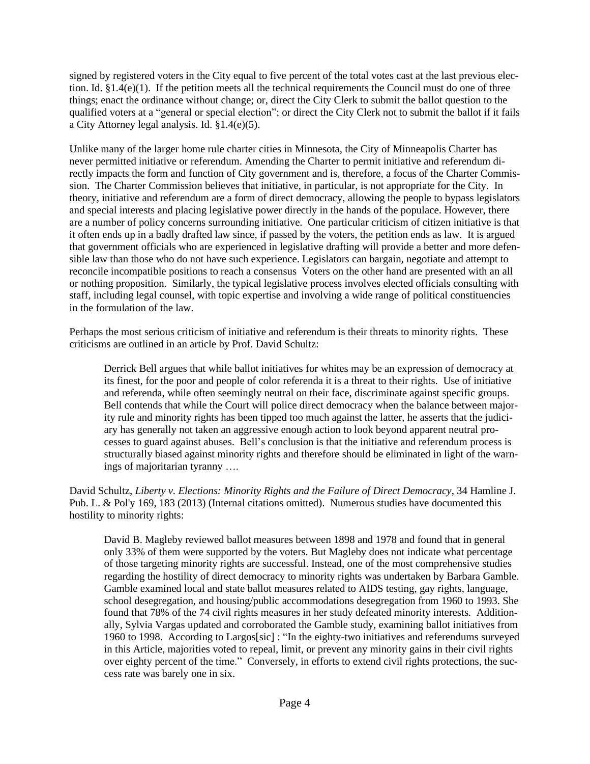signed by registered voters in the City equal to five percent of the total votes cast at the last previous election. Id. §1.4(e)(1). If the petition meets all the technical requirements the Council must do one of three things; enact the ordinance without change; or, direct the City Clerk to submit the ballot question to the qualified voters at a "general or special election"; or direct the City Clerk not to submit the ballot if it fails a City Attorney legal analysis. Id. §1.4(e)(5).

Unlike many of the larger home rule charter cities in Minnesota, the City of Minneapolis Charter has never permitted initiative or referendum. Amending the Charter to permit initiative and referendum directly impacts the form and function of City government and is, therefore, a focus of the Charter Commission. The Charter Commission believes that initiative, in particular, is not appropriate for the City. In theory, initiative and referendum are a form of direct democracy, allowing the people to bypass legislators and special interests and placing legislative power directly in the hands of the populace. However, there are a number of policy concerns surrounding initiative. One particular criticism of citizen initiative is that it often ends up in a badly drafted law since, if passed by the voters, the petition ends as law. It is argued that government officials who are experienced in legislative drafting will provide a better and more defensible law than those who do not have such experience. Legislators can bargain, negotiate and attempt to reconcile incompatible positions to reach a consensus Voters on the other hand are presented with an all or nothing proposition. Similarly, the typical legislative process involves elected officials consulting with staff, including legal counsel, with topic expertise and involving a wide range of political constituencies in the formulation of the law.

Perhaps the most serious criticism of initiative and referendum is their threats to minority rights. These criticisms are outlined in an article by Prof. David Schultz:

> Derrick Bell argues that while ballot initiatives for whites may be an expression of democracy at its finest, for the poor and people of color referenda it is a threat to their rights. Use of initiative and referenda, while often seemingly neutral on their face, discriminate against specific groups. Bell contends that while the Court will police direct democracy when the balance between majority rule and minority rights has been tipped too much against the latter, he asserts that the judiciary has generally not taken an aggressive enough action to look beyond apparent neutral processes to guard against abuses. Bell's conclusion is that the initiative and referendum process is structurally biased against minority rights and therefore should be eliminated in light of the warnings of majoritarian tyranny ….

David Schultz, *Liberty v. Elections: Minority Rights and the Failure of Direct Democracy*, 34 Hamline J. Pub. L. & Pol'y 169, 183 (2013) (Internal citations omitted). Numerous studies have documented this hostility to minority rights:

> David B. Magleby reviewed ballot measures between 1898 and 1978 and found that in general only 33% of them were supported by the voters. But Magleby does not indicate what percentage of those targeting minority rights are successful. Instead, one of the most comprehensive studies regarding the hostility of direct democracy to minority rights was undertaken by Barbara Gamble. Gamble examined local and state ballot measures related to AIDS testing, gay rights, language, school desegregation, and housing/public accommodations desegregation from 1960 to 1993. She found that 78% of the 74 civil rights measures in her study defeated minority interests. Additionally, Sylvia Vargas updated and corroborated the Gamble study, examining ballot initiatives from 1960 to 1998. According to Largos[sic] : "In the eighty-two initiatives and referendums surveyed in this Article, majorities voted to repeal, limit, or prevent any minority gains in their civil rights over eighty percent of the time." Conversely, in efforts to extend civil rights protections, the success rate was barely one in six.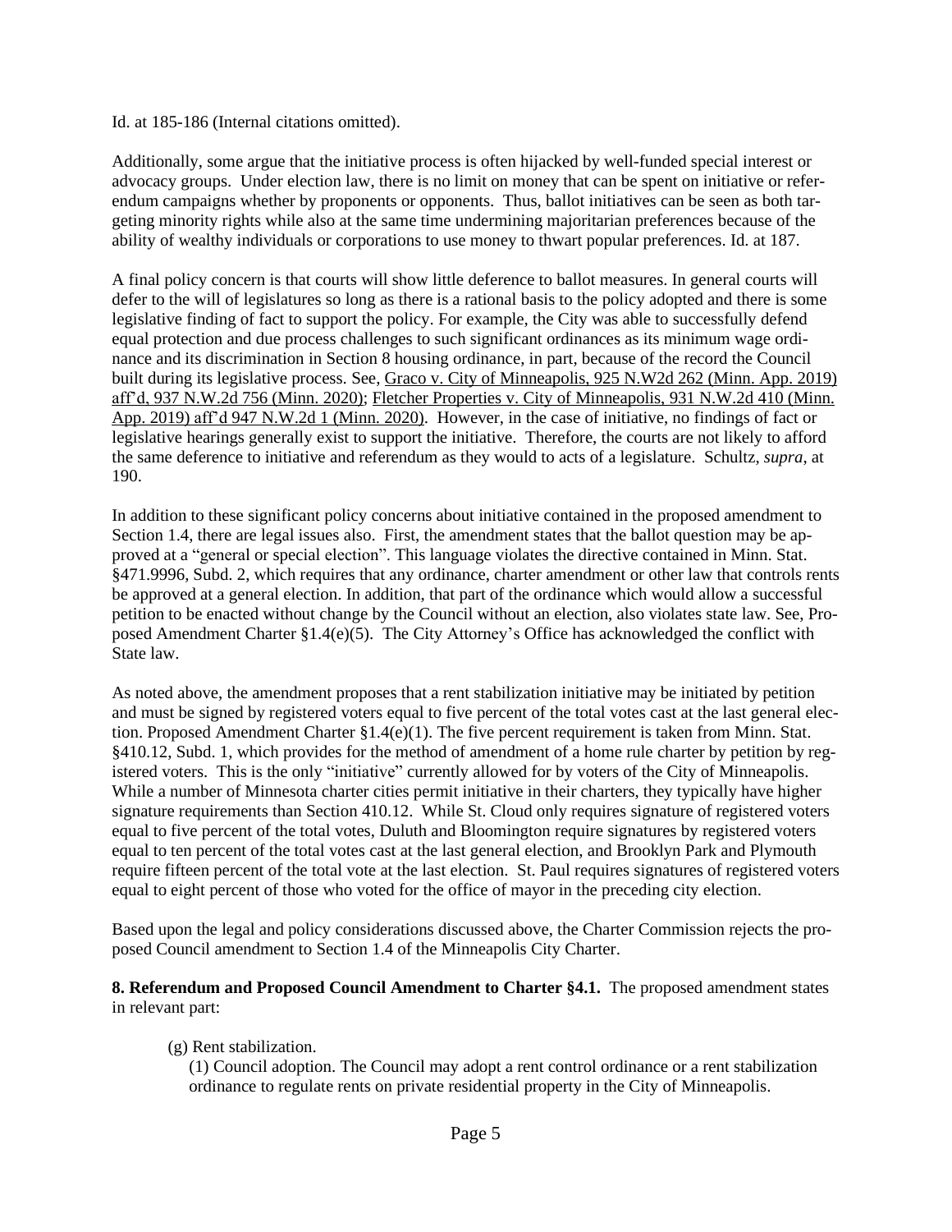Id. at 185-186 (Internal citations omitted).

Additionally, some argue that the initiative process is often hijacked by well-funded special interest or advocacy groups. Under election law, there is no limit on money that can be spent on initiative or referendum campaigns whether by proponents or opponents. Thus, ballot initiatives can be seen as both targeting minority rights while also at the same time undermining majoritarian preferences because of the ability of wealthy individuals or corporations to use money to thwart popular preferences. Id. at 187.

A final policy concern is that courts will show little deference to ballot measures. In general courts will defer to the will of legislatures so long as there is a rational basis to the policy adopted and there is some legislative finding of fact to support the policy. For example, the City was able to successfully defend equal protection and due process challenges to such significant ordinances as its minimum wage ordinance and its discrimination in Section 8 housing ordinance, in part, because of the record the Council built during its legislative process. See, Graco v. City of Minneapolis, 925 N.W2d 262 (Minn. App. 2019) aff'd, 937 N.W.2d 756 (Minn. 2020); Fletcher Properties v. City of Minneapolis, 931 N.W.2d 410 (Minn. App. 2019) aff'd 947 N.W.2d 1 (Minn. 2020). However, in the case of initiative, no findings of fact or legislative hearings generally exist to support the initiative. Therefore, the courts are not likely to afford the same deference to initiative and referendum as they would to acts of a legislature. Schultz, *supra*, at 190.

In addition to these significant policy concerns about initiative contained in the proposed amendment to Section 1.4, there are legal issues also. First, the amendment states that the ballot question may be approved at a "general or special election". This language violates the directive contained in Minn. Stat. §471.9996, Subd. 2, which requires that any ordinance, charter amendment or other law that controls rents be approved at a general election. In addition, that part of the ordinance which would allow a successful petition to be enacted without change by the Council without an election, also violates state law. See, Proposed Amendment Charter §1.4(e)(5). The City Attorney's Office has acknowledged the conflict with State law.

As noted above, the amendment proposes that a rent stabilization initiative may be initiated by petition and must be signed by registered voters equal to five percent of the total votes cast at the last general election. Proposed Amendment Charter §1.4(e)(1). The five percent requirement is taken from Minn. Stat. §410.12, Subd. 1, which provides for the method of amendment of a home rule charter by petition by registered voters. This is the only "initiative" currently allowed for by voters of the City of Minneapolis. While a number of Minnesota charter cities permit initiative in their charters, they typically have higher signature requirements than Section 410.12. While St. Cloud only requires signature of registered voters equal to five percent of the total votes, Duluth and Bloomington require signatures by registered voters equal to ten percent of the total votes cast at the last general election, and Brooklyn Park and Plymouth require fifteen percent of the total vote at the last election. St. Paul requires signatures of registered voters equal to eight percent of those who voted for the office of mayor in the preceding city election.

Based upon the legal and policy considerations discussed above, the Charter Commission rejects the proposed Council amendment to Section 1.4 of the Minneapolis City Charter.

**8. Referendum and Proposed Council Amendment to Charter §4.1.** The proposed amendment states in relevant part:

> (g) Rent stabilization.
>
> (1) Council adoption. The Council may adopt a rent control ordinance or a rent stabilization ordinance to regulate rents on private residential property in the City of Minneapolis.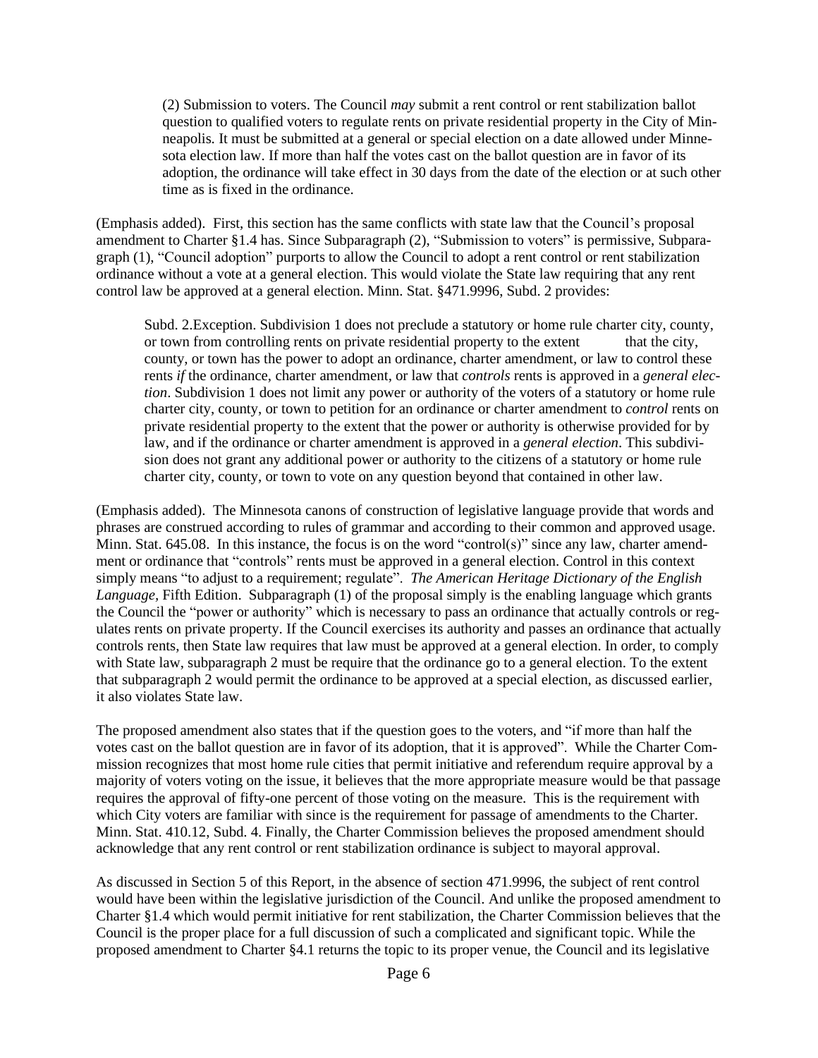> (2) Submission to voters. The Council *may* submit a rent control or rent stabilization ballot question to qualified voters to regulate rents on private residential property in the City of Minneapolis. It must be submitted at a general or special election on a date allowed under Minnesota election law. If more than half the votes cast on the ballot question are in favor of its adoption, the ordinance will take effect in 30 days from the date of the election or at such other time as is fixed in the ordinance.

(Emphasis added). First, this section has the same conflicts with state law that the Council's proposal amendment to Charter §1.4 has. Since Subparagraph (2), "Submission to voters" is permissive, Subparagraph (1), "Council adoption" purports to allow the Council to adopt a rent control or rent stabilization ordinance without a vote at a general election. This would violate the State law requiring that any rent control law be approved at a general election. Minn. Stat. §471.9996, Subd. 2 provides:

> Subd. 2.Exception. Subdivision 1 does not preclude a statutory or home rule charter city, county, or town from controlling rents on private residential property to the extent that the city, county, or town has the power to adopt an ordinance, charter amendment, or law to control these rents *if* the ordinance, charter amendment, or law that *controls* rents is approved in a *general election*. Subdivision 1 does not limit any power or authority of the voters of a statutory or home rule charter city, county, or town to petition for an ordinance or charter amendment to *control* rents on private residential property to the extent that the power or authority is otherwise provided for by law, and if the ordinance or charter amendment is approved in a *general election*. This subdivision does not grant any additional power or authority to the citizens of a statutory or home rule charter city, county, or town to vote on any question beyond that contained in other law.

(Emphasis added). The Minnesota canons of construction of legislative language provide that words and phrases are construed according to rules of grammar and according to their common and approved usage. Minn. Stat. 645.08. In this instance, the focus is on the word "control(s)" since any law, charter amendment or ordinance that "controls" rents must be approved in a general election. Control in this context simply means "to adjust to a requirement; regulate". *The American Heritage Dictionary of the English Language*, Fifth Edition. Subparagraph (1) of the proposal simply is the enabling language which grants the Council the "power or authority" which is necessary to pass an ordinance that actually controls or regulates rents on private property. If the Council exercises its authority and passes an ordinance that actually controls rents, then State law requires that law must be approved at a general election. In order, to comply with State law, subparagraph 2 must be require that the ordinance go to a general election. To the extent that subparagraph 2 would permit the ordinance to be approved at a special election, as discussed earlier, it also violates State law.

The proposed amendment also states that if the question goes to the voters, and "if more than half the votes cast on the ballot question are in favor of its adoption, that it is approved". While the Charter Commission recognizes that most home rule cities that permit initiative and referendum require approval by a majority of voters voting on the issue, it believes that the more appropriate measure would be that passage requires the approval of fifty-one percent of those voting on the measure. This is the requirement with which City voters are familiar with since is the requirement for passage of amendments to the Charter. Minn. Stat. 410.12, Subd. 4. Finally, the Charter Commission believes the proposed amendment should acknowledge that any rent control or rent stabilization ordinance is subject to mayoral approval.

As discussed in Section 5 of this Report, in the absence of section 471.9996, the subject of rent control would have been within the legislative jurisdiction of the Council. And unlike the proposed amendment to Charter §1.4 which would permit initiative for rent stabilization, the Charter Commission believes that the Council is the proper place for a full discussion of such a complicated and significant topic. While the proposed amendment to Charter §4.1 returns the topic to its proper venue, the Council and its legislative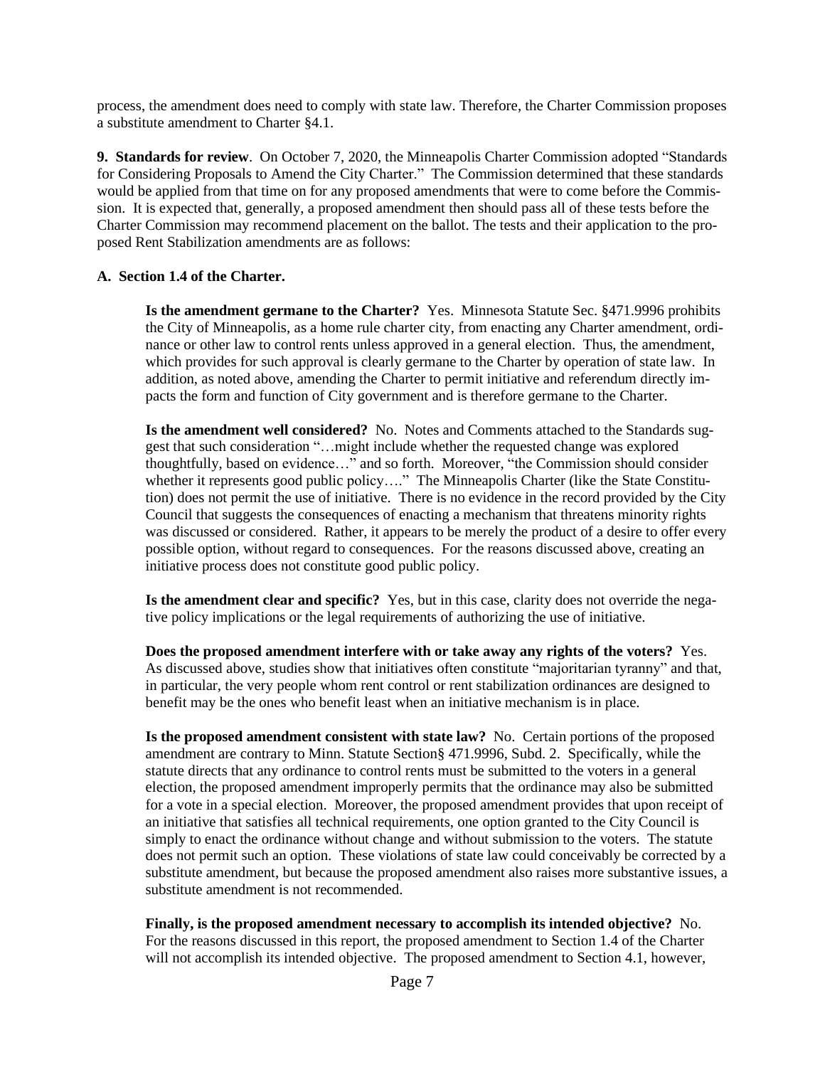process, the amendment does need to comply with state law. Therefore, the Charter Commission proposes a substitute amendment to Charter §4.1.

**9. Standards for review**. On October 7, 2020, the Minneapolis Charter Commission adopted "Standards for Considering Proposals to Amend the City Charter." The Commission determined that these standards would be applied from that time on for any proposed amendments that were to come before the Commission. It is expected that, generally, a proposed amendment then should pass all of these tests before the Charter Commission may recommend placement on the ballot. The tests and their application to the proposed Rent Stabilization amendments are as follows:

**A. Section 1.4 of the Charter.**

**Is the amendment germane to the Charter?** Yes. Minnesota Statute Sec. §471.9996 prohibits the City of Minneapolis, as a home rule charter city, from enacting any Charter amendment, ordinance or other law to control rents unless approved in a general election. Thus, the amendment, which provides for such approval is clearly germane to the Charter by operation of state law. In addition, as noted above, amending the Charter to permit initiative and referendum directly impacts the form and function of City government and is therefore germane to the Charter.

**Is the amendment well considered?** No. Notes and Comments attached to the Standards suggest that such consideration "…might include whether the requested change was explored thoughtfully, based on evidence…" and so forth. Moreover, "the Commission should consider whether it represents good public policy…." The Minneapolis Charter (like the State Constitution) does not permit the use of initiative. There is no evidence in the record provided by the City Council that suggests the consequences of enacting a mechanism that threatens minority rights was discussed or considered. Rather, it appears to be merely the product of a desire to offer every possible option, without regard to consequences. For the reasons discussed above, creating an initiative process does not constitute good public policy.

**Is the amendment clear and specific?** Yes, but in this case, clarity does not override the negative policy implications or the legal requirements of authorizing the use of initiative.

**Does the proposed amendment interfere with or take away any rights of the voters?** Yes. As discussed above, studies show that initiatives often constitute "majoritarian tyranny" and that, in particular, the very people whom rent control or rent stabilization ordinances are designed to benefit may be the ones who benefit least when an initiative mechanism is in place.

**Is the proposed amendment consistent with state law?** No. Certain portions of the proposed amendment are contrary to Minn. Statute Section§ 471.9996, Subd. 2. Specifically, while the statute directs that any ordinance to control rents must be submitted to the voters in a general election, the proposed amendment improperly permits that the ordinance may also be submitted for a vote in a special election. Moreover, the proposed amendment provides that upon receipt of an initiative that satisfies all technical requirements, one option granted to the City Council is simply to enact the ordinance without change and without submission to the voters. The statute does not permit such an option. These violations of state law could conceivably be corrected by a substitute amendment, but because the proposed amendment also raises more substantive issues, a substitute amendment is not recommended.

**Finally, is the proposed amendment necessary to accomplish its intended objective?** No. For the reasons discussed in this report, the proposed amendment to Section 1.4 of the Charter will not accomplish its intended objective. The proposed amendment to Section 4.1, however,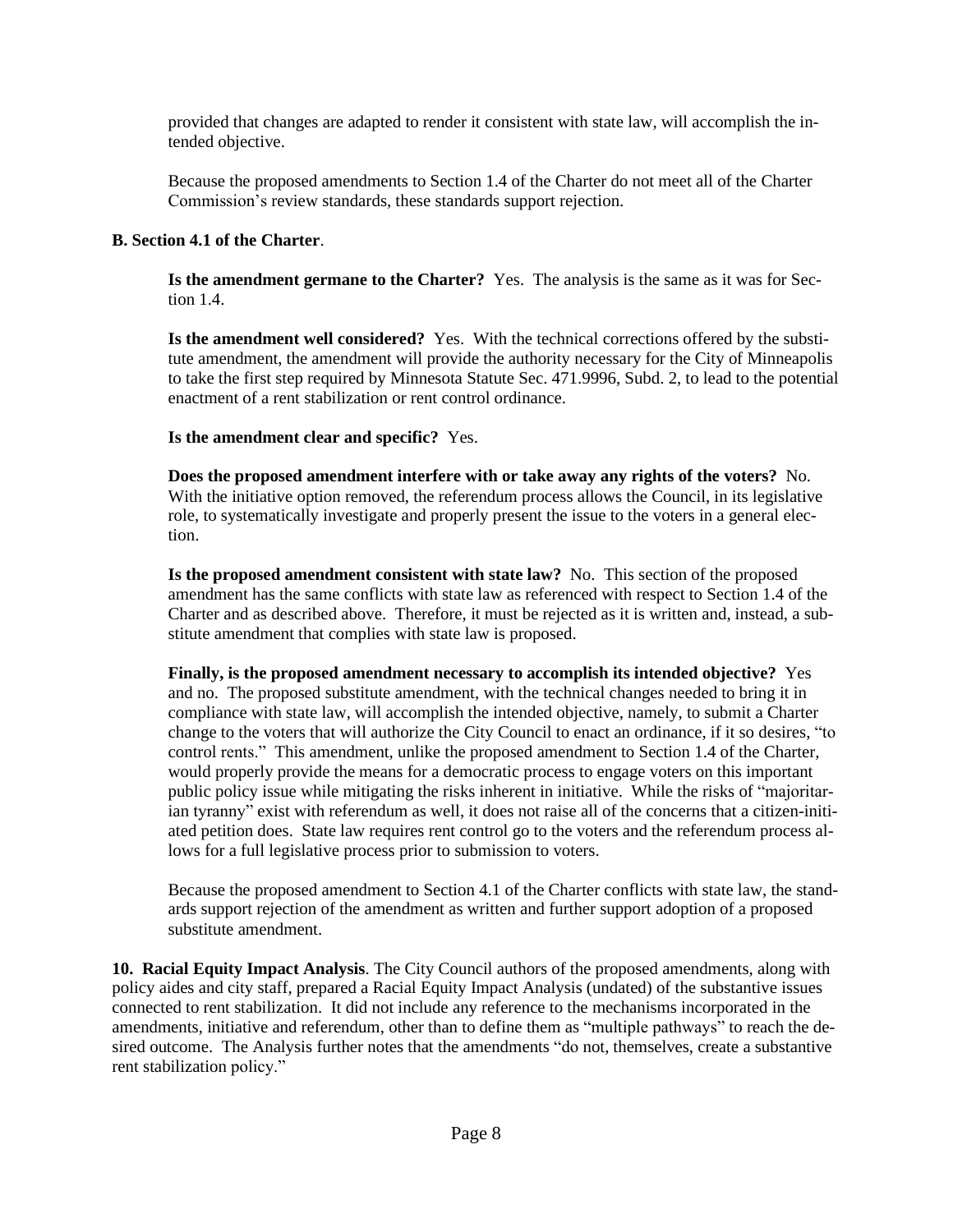provided that changes are adapted to render it consistent with state law, will accomplish the intended objective.

Because the proposed amendments to Section 1.4 of the Charter do not meet all of the Charter Commission's review standards, these standards support rejection.

**B. Section 4.1 of the Charter**.

**Is the amendment germane to the Charter?** Yes. The analysis is the same as it was for Section 1.4.

**Is the amendment well considered?** Yes. With the technical corrections offered by the substitute amendment, the amendment will provide the authority necessary for the City of Minneapolis to take the first step required by Minnesota Statute Sec. 471.9996, Subd. 2, to lead to the potential enactment of a rent stabilization or rent control ordinance.

**Is the amendment clear and specific?** Yes.

**Does the proposed amendment interfere with or take away any rights of the voters?** No. With the initiative option removed, the referendum process allows the Council, in its legislative role, to systematically investigate and properly present the issue to the voters in a general election.

**Is the proposed amendment consistent with state law?** No. This section of the proposed amendment has the same conflicts with state law as referenced with respect to Section 1.4 of the Charter and as described above. Therefore, it must be rejected as it is written and, instead, a substitute amendment that complies with state law is proposed.

**Finally, is the proposed amendment necessary to accomplish its intended objective?** Yes and no. The proposed substitute amendment, with the technical changes needed to bring it in compliance with state law, will accomplish the intended objective, namely, to submit a Charter change to the voters that will authorize the City Council to enact an ordinance, if it so desires, "to control rents." This amendment, unlike the proposed amendment to Section 1.4 of the Charter, would properly provide the means for a democratic process to engage voters on this important public policy issue while mitigating the risks inherent in initiative. While the risks of "majoritarian tyranny" exist with referendum as well, it does not raise all of the concerns that a citizen-initiated petition does. State law requires rent control go to the voters and the referendum process allows for a full legislative process prior to submission to voters.

Because the proposed amendment to Section 4.1 of the Charter conflicts with state law, the standards support rejection of the amendment as written and further support adoption of a proposed substitute amendment.

**10. Racial Equity Impact Analysis**. The City Council authors of the proposed amendments, along with policy aides and city staff, prepared a Racial Equity Impact Analysis (undated) of the substantive issues connected to rent stabilization. It did not include any reference to the mechanisms incorporated in the amendments, initiative and referendum, other than to define them as "multiple pathways" to reach the desired outcome. The Analysis further notes that the amendments "do not, themselves, create a substantive rent stabilization policy."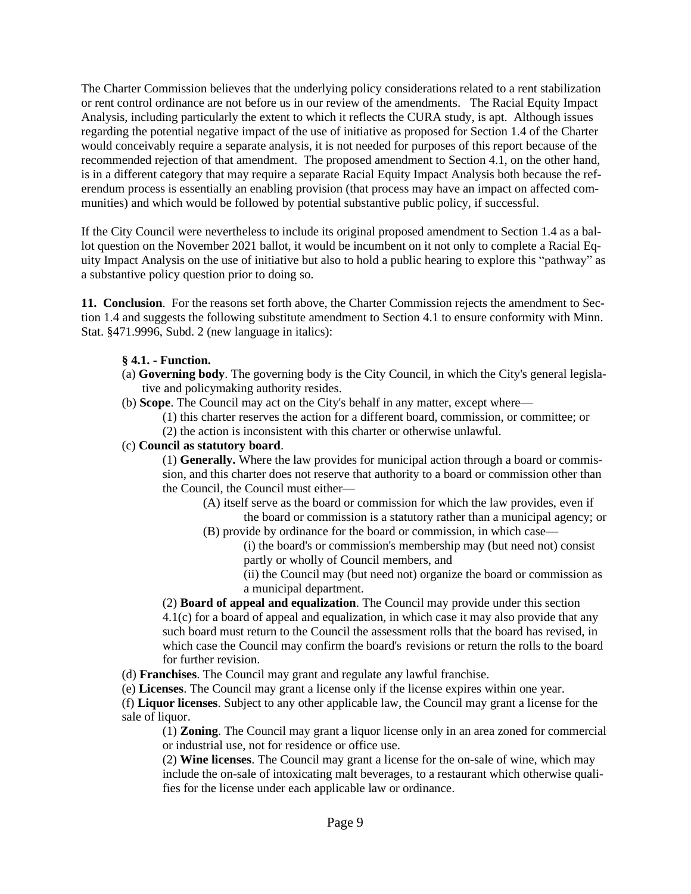The Charter Commission believes that the underlying policy considerations related to a rent stabilization or rent control ordinance are not before us in our review of the amendments. The Racial Equity Impact Analysis, including particularly the extent to which it reflects the CURA study, is apt. Although issues regarding the potential negative impact of the use of initiative as proposed for Section 1.4 of the Charter would conceivably require a separate analysis, it is not needed for purposes of this report because of the recommended rejection of that amendment. The proposed amendment to Section 4.1, on the other hand, is in a different category that may require a separate Racial Equity Impact Analysis both because the referendum process is essentially an enabling provision (that process may have an impact on affected communities) and which would be followed by potential substantive public policy, if successful.

If the City Council were nevertheless to include its original proposed amendment to Section 1.4 as a ballot question on the November 2021 ballot, it would be incumbent on it not only to complete a Racial Equity Impact Analysis on the use of initiative but also to hold a public hearing to explore this "pathway" as a substantive policy question prior to doing so.

**11. Conclusion**. For the reasons set forth above, the Charter Commission rejects the amendment to Section 1.4 and suggests the following substitute amendment to Section 4.1 to ensure conformity with Minn. Stat. §471.9996, Subd. 2 (new language in italics):

> **§ 4.1. - Function.**
>
> (a) **Governing body**. The governing body is the City Council, in which the City's general legislative and policymaking authority resides.
>
> (b) **Scope**. The Council may act on the City's behalf in any matter, except where—
>
> > (1) this charter reserves the action for a different board, commission, or committee; or
> >
> > (2) the action is inconsistent with this charter or otherwise unlawful.
>
> (c) **Council as statutory board**.
>
> > (1) **Generally.** Where the law provides for municipal action through a board or commission, and this charter does not reserve that authority to a board or commission other than the Council, the Council must either—
> >
> > > (A) itself serve as the board or commission for which the law provides, even if the board or commission is a statutory rather than a municipal agency; or
> > >
> > > (B) provide by ordinance for the board or commission, in which case—
> > >
> > > > (i) the board's or commission's membership may (but need not) consist partly or wholly of Council members, and
> > > >
> > > > (ii) the Council may (but need not) organize the board or commission as a municipal department.
> >
> > (2) **Board of appeal and equalization**. The Council may provide under this section 4.1(c) for a board of appeal and equalization, in which case it may also provide that any such board must return to the Council the assessment rolls that the board has revised, in which case the Council may confirm the board's revisions or return the rolls to the board for further revision.
>
> (d) **Franchises**. The Council may grant and regulate any lawful franchise.
>
> (e) **Licenses**. The Council may grant a license only if the license expires within one year.
>
> (f) **Liquor licenses**. Subject to any other applicable law, the Council may grant a license for the sale of liquor.
>
> > (1) **Zoning**. The Council may grant a liquor license only in an area zoned for commercial or industrial use, not for residence or office use.
> >
> > (2) **Wine licenses**. The Council may grant a license for the on-sale of wine, which may include the on-sale of intoxicating malt beverages, to a restaurant which otherwise qualifies for the license under each applicable law or ordinance.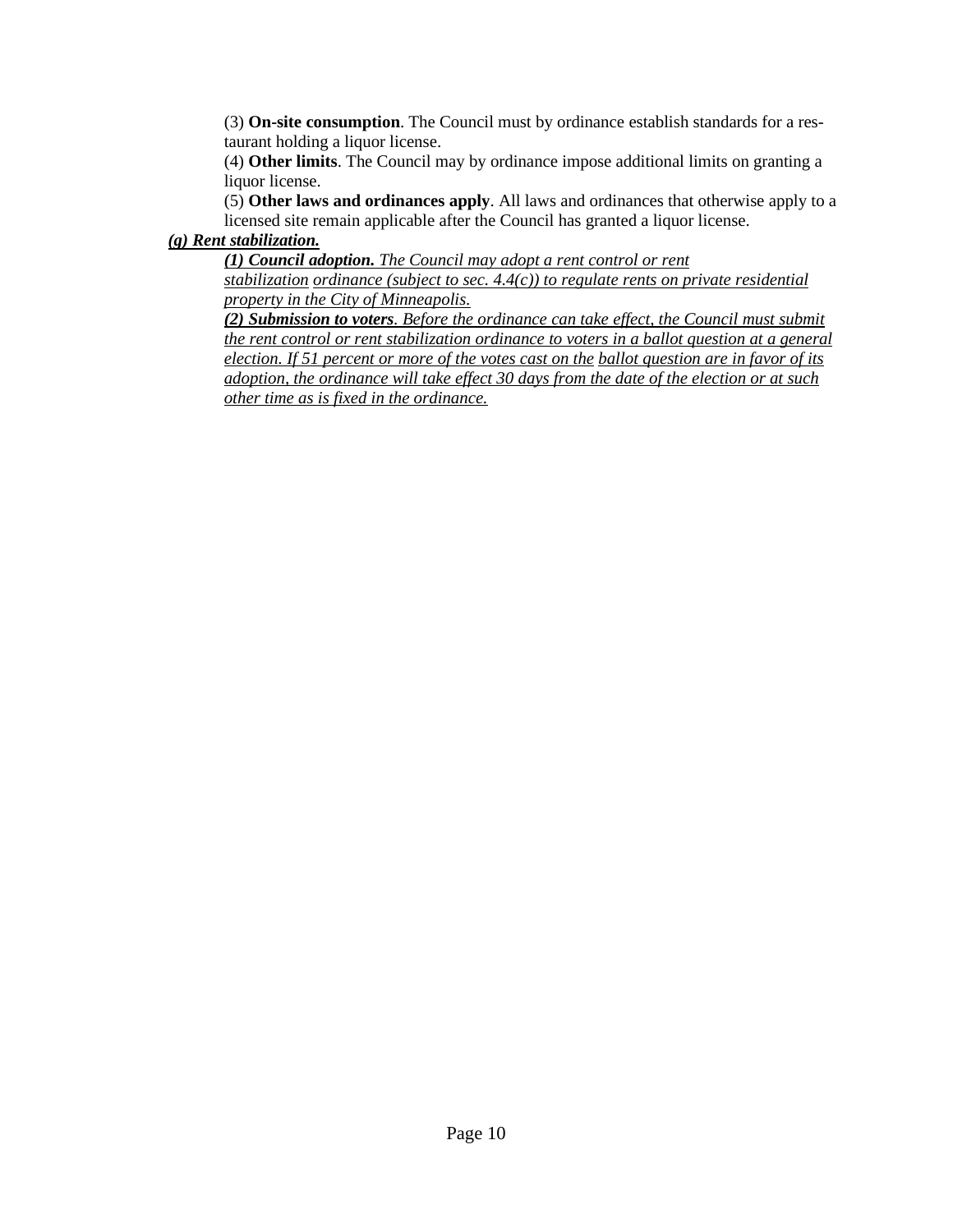(3) **On-site consumption**. The Council must by ordinance establish standards for a restaurant holding a liquor license.

(4) **Other limits**. The Council may by ordinance impose additional limits on granting a liquor license.

(5) **Other laws and ordinances apply**. All laws and ordinances that otherwise apply to a licensed site remain applicable after the Council has granted a liquor license.

***(g) Rent stabilization.***

***(1) Council adoption.*** *The Council may adopt a rent control or rent stabilization ordinance (subject to sec. 4.4(c)) to regulate rents on private residential property in the City of Minneapolis.*

***(2) Submission to voters****. Before the ordinance can take effect, the Council must submit the rent control or rent stabilization ordinance to voters in a ballot question at a general election. If 51 percent or more of the votes cast on the ballot question are in favor of its adoption, the ordinance will take effect 30 days from the date of the election or at such other time as is fixed in the ordinance.*